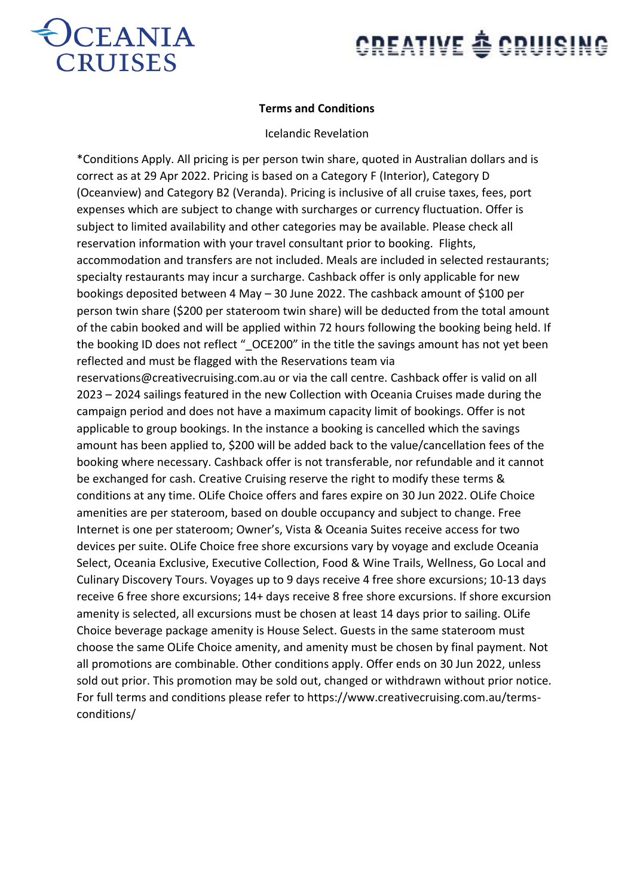OCEANIA CRUISES

CREATIVE CRUISING

**Terms and Conditions**

Icelandic Revelation

*Conditions Apply. All pricing is per person twin share, quoted in Australian dollars and is correct as at 29 Apr 2022. Pricing is based on a Category F (Interior), Category D (Oceanview) and Category B2 (Veranda). Pricing is inclusive of all cruise taxes, fees, port expenses which are subject to change with surcharges or currency fluctuation. Offer is subject to limited availability and other categories may be available. Please check all reservation information with your travel consultant prior to booking. Flights, accommodation and transfers are not included. Meals are included in selected restaurants; specialty restaurants may incur a surcharge. Cashback offer is only applicable for new bookings deposited between 4 May – 30 June 2022. The cashback amount of $100 per person twin share ($200 per stateroom twin share) will be deducted from the total amount of the cabin booked and will be applied within 72 hours following the booking being held. If the booking ID does not reflect "_OCE200" in the title the savings amount has not yet been reflected and must be flagged with the Reservations team via reservations@creativecruising.com.au or via the call centre. Cashback offer is valid on all 2023 – 2024 sailings featured in the new Collection with Oceania Cruises made during the campaign period and does not have a maximum capacity limit of bookings. Offer is not applicable to group bookings. In the instance a booking is cancelled which the savings amount has been applied to, $200 will be added back to the value/cancellation fees of the booking where necessary. Cashback offer is not transferable, nor refundable and it cannot be exchanged for cash. Creative Cruising reserve the right to modify these terms & conditions at any time. OLife Choice offers and fares expire on 30 Jun 2022. OLife Choice amenities are per stateroom, based on double occupancy and subject to change. Free Internet is one per stateroom; Owner's, Vista & Oceania Suites receive access for two devices per suite. OLife Choice free shore excursions vary by voyage and exclude Oceania Select, Oceania Exclusive, Executive Collection, Food & Wine Trails, Wellness, Go Local and Culinary Discovery Tours. Voyages up to 9 days receive 4 free shore excursions; 10-13 days receive 6 free shore excursions; 14+ days receive 8 free shore excursions. If shore excursion amenity is selected, all excursions must be chosen at least 14 days prior to sailing. OLife Choice beverage package amenity is House Select. Guests in the same stateroom must choose the same OLife Choice amenity, and amenity must be chosen by final payment. Not all promotions are combinable. Other conditions apply. Offer ends on 30 Jun 2022, unless sold out prior. This promotion may be sold out, changed or withdrawn without prior notice. For full terms and conditions please refer to https://www.creativecruising.com.au/terms-conditions/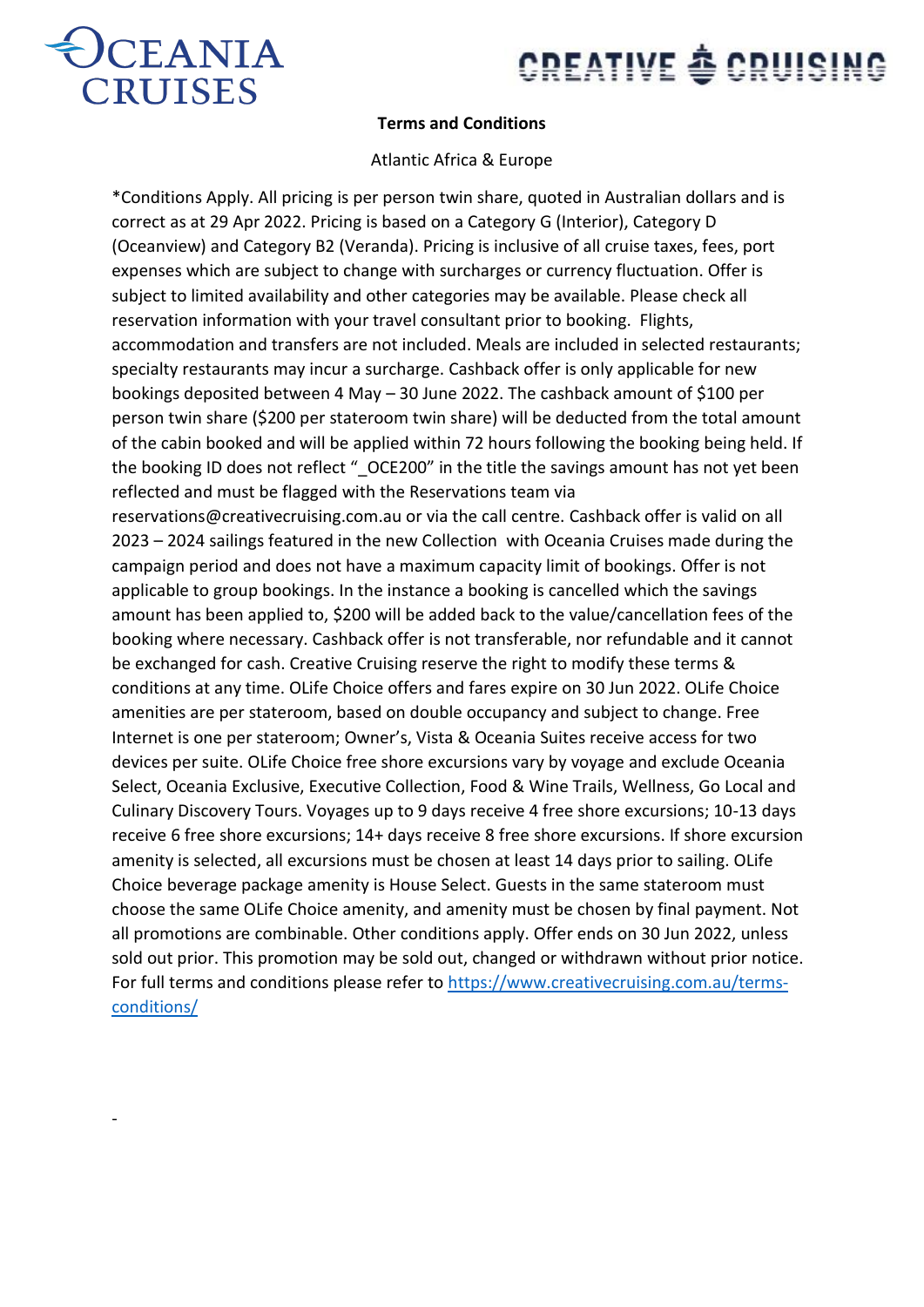**Terms and Conditions**

Atlantic Africa & Europe

*Conditions Apply. All pricing is per person twin share, quoted in Australian dollars and is correct as at 29 Apr 2022. Pricing is based on a Category G (Interior), Category D (Oceanview) and Category B2 (Veranda). Pricing is inclusive of all cruise taxes, fees, port expenses which are subject to change with surcharges or currency fluctuation. Offer is subject to limited availability and other categories may be available. Please check all reservation information with your travel consultant prior to booking. Flights, accommodation and transfers are not included. Meals are included in selected restaurants; specialty restaurants may incur a surcharge. Cashback offer is only applicable for new bookings deposited between 4 May – 30 June 2022. The cashback amount of $100 per person twin share ($200 per stateroom twin share) will be deducted from the total amount of the cabin booked and will be applied within 72 hours following the booking being held. If the booking ID does not reflect "_OCE200" in the title the savings amount has not yet been reflected and must be flagged with the Reservations team via reservations@creativecruising.com.au or via the call centre. Cashback offer is valid on all 2023 – 2024 sailings featured in the new Collection with Oceania Cruises made during the campaign period and does not have a maximum capacity limit of bookings. Offer is not applicable to group bookings. In the instance a booking is cancelled which the savings amount has been applied to, $200 will be added back to the value/cancellation fees of the booking where necessary. Cashback offer is not transferable, nor refundable and it cannot be exchanged for cash. Creative Cruising reserve the right to modify these terms & conditions at any time. OLife Choice offers and fares expire on 30 Jun 2022. OLife Choice amenities are per stateroom, based on double occupancy and subject to change. Free Internet is one per stateroom; Owner's, Vista & Oceania Suites receive access for two devices per suite. OLife Choice free shore excursions vary by voyage and exclude Oceania Select, Oceania Exclusive, Executive Collection, Food & Wine Trails, Wellness, Go Local and Culinary Discovery Tours. Voyages up to 9 days receive 4 free shore excursions; 10-13 days receive 6 free shore excursions; 14+ days receive 8 free shore excursions. If shore excursion amenity is selected, all excursions must be chosen at least 14 days prior to sailing. OLife Choice beverage package amenity is House Select. Guests in the same stateroom must choose the same OLife Choice amenity, and amenity must be chosen by final payment. Not all promotions are combinable. Other conditions apply. Offer ends on 30 Jun 2022, unless sold out prior. This promotion may be sold out, changed or withdrawn without prior notice. For full terms and conditions please refer to [https://www.creativecruising.com.au/terms-conditions/](https://www.creativecruising.com.au/terms-conditions/)

-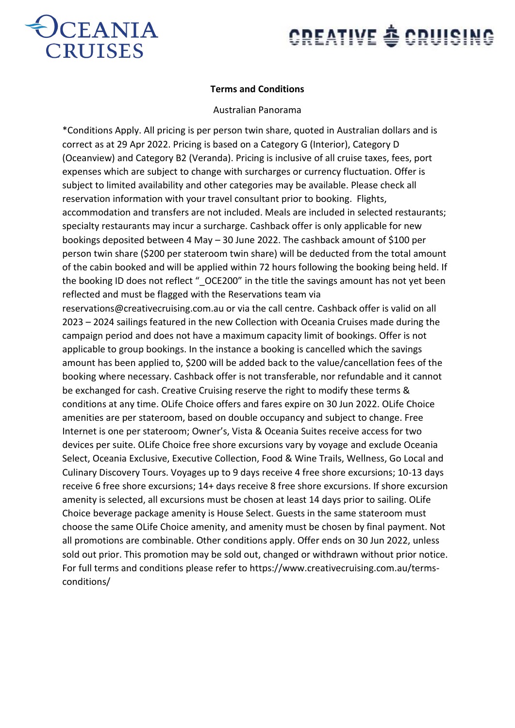**Terms and Conditions**

Australian Panorama

*Conditions Apply. All pricing is per person twin share, quoted in Australian dollars and is correct as at 29 Apr 2022. Pricing is based on a Category G (Interior), Category D (Oceanview) and Category B2 (Veranda). Pricing is inclusive of all cruise taxes, fees, port expenses which are subject to change with surcharges or currency fluctuation. Offer is subject to limited availability and other categories may be available. Please check all reservation information with your travel consultant prior to booking. Flights, accommodation and transfers are not included. Meals are included in selected restaurants; specialty restaurants may incur a surcharge. Cashback offer is only applicable for new bookings deposited between 4 May – 30 June 2022. The cashback amount of $100 per person twin share ($200 per stateroom twin share) will be deducted from the total amount of the cabin booked and will be applied within 72 hours following the booking being held. If the booking ID does not reflect "_OCE200" in the title the savings amount has not yet been reflected and must be flagged with the Reservations team via reservations@creativecruising.com.au or via the call centre. Cashback offer is valid on all 2023 – 2024 sailings featured in the new Collection with Oceania Cruises made during the campaign period and does not have a maximum capacity limit of bookings. Offer is not applicable to group bookings. In the instance a booking is cancelled which the savings amount has been applied to, $200 will be added back to the value/cancellation fees of the booking where necessary. Cashback offer is not transferable, nor refundable and it cannot be exchanged for cash. Creative Cruising reserve the right to modify these terms & conditions at any time. OLife Choice offers and fares expire on 30 Jun 2022. OLife Choice amenities are per stateroom, based on double occupancy and subject to change. Free Internet is one per stateroom; Owner's, Vista & Oceania Suites receive access for two devices per suite. OLife Choice free shore excursions vary by voyage and exclude Oceania Select, Oceania Exclusive, Executive Collection, Food & Wine Trails, Wellness, Go Local and Culinary Discovery Tours. Voyages up to 9 days receive 4 free shore excursions; 10-13 days receive 6 free shore excursions; 14+ days receive 8 free shore excursions. If shore excursion amenity is selected, all excursions must be chosen at least 14 days prior to sailing. OLife Choice beverage package amenity is House Select. Guests in the same stateroom must choose the same OLife Choice amenity, and amenity must be chosen by final payment. Not all promotions are combinable. Other conditions apply. Offer ends on 30 Jun 2022, unless sold out prior. This promotion may be sold out, changed or withdrawn without prior notice. For full terms and conditions please refer to https://www.creativecruising.com.au/terms-conditions/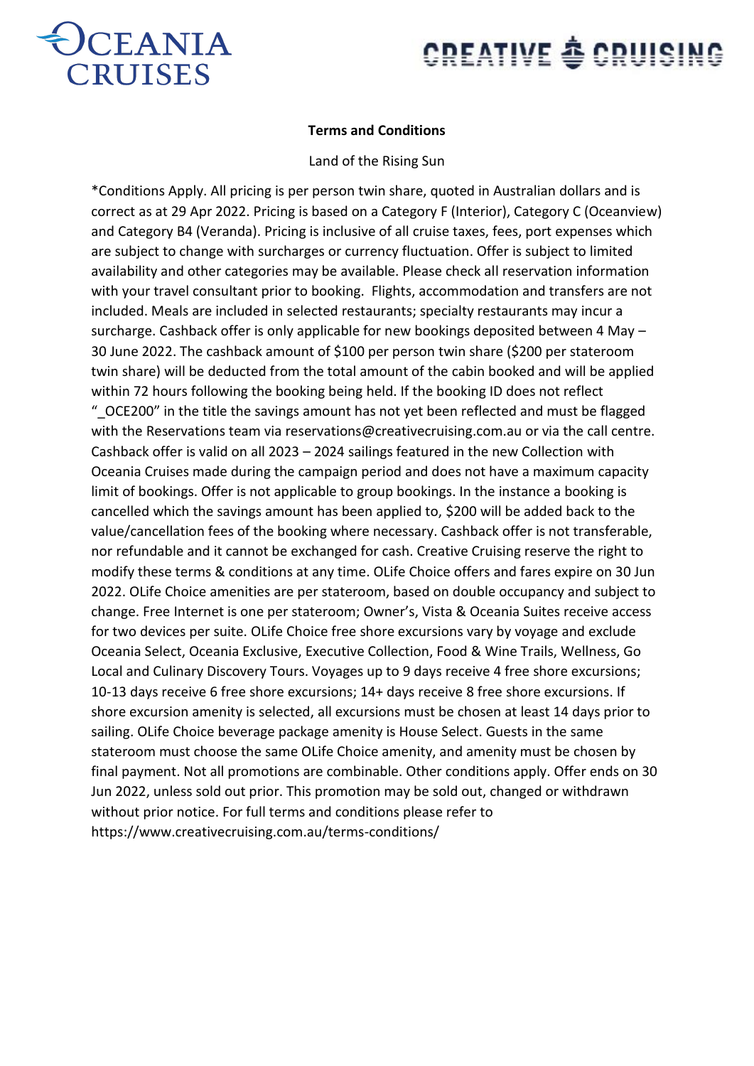**Terms and Conditions**

Land of the Rising Sun

*Conditions Apply. All pricing is per person twin share, quoted in Australian dollars and is correct as at 29 Apr 2022. Pricing is based on a Category F (Interior), Category C (Oceanview) and Category B4 (Veranda). Pricing is inclusive of all cruise taxes, fees, port expenses which are subject to change with surcharges or currency fluctuation. Offer is subject to limited availability and other categories may be available. Please check all reservation information with your travel consultant prior to booking. Flights, accommodation and transfers are not included. Meals are included in selected restaurants; specialty restaurants may incur a surcharge. Cashback offer is only applicable for new bookings deposited between 4 May – 30 June 2022. The cashback amount of $100 per person twin share ($200 per stateroom twin share) will be deducted from the total amount of the cabin booked and will be applied within 72 hours following the booking being held. If the booking ID does not reflect "_OCE200" in the title the savings amount has not yet been reflected and must be flagged with the Reservations team via reservations@creativecruising.com.au or via the call centre. Cashback offer is valid on all 2023 – 2024 sailings featured in the new Collection with Oceania Cruises made during the campaign period and does not have a maximum capacity limit of bookings. Offer is not applicable to group bookings. In the instance a booking is cancelled which the savings amount has been applied to, $200 will be added back to the value/cancellation fees of the booking where necessary. Cashback offer is not transferable, nor refundable and it cannot be exchanged for cash. Creative Cruising reserve the right to modify these terms & conditions at any time. OLife Choice offers and fares expire on 30 Jun 2022. OLife Choice amenities are per stateroom, based on double occupancy and subject to change. Free Internet is one per stateroom; Owner's, Vista & Oceania Suites receive access for two devices per suite. OLife Choice free shore excursions vary by voyage and exclude Oceania Select, Oceania Exclusive, Executive Collection, Food & Wine Trails, Wellness, Go Local and Culinary Discovery Tours. Voyages up to 9 days receive 4 free shore excursions; 10-13 days receive 6 free shore excursions; 14+ days receive 8 free shore excursions. If shore excursion amenity is selected, all excursions must be chosen at least 14 days prior to sailing. OLife Choice beverage package amenity is House Select. Guests in the same stateroom must choose the same OLife Choice amenity, and amenity must be chosen by final payment. Not all promotions are combinable. Other conditions apply. Offer ends on 30 Jun 2022, unless sold out prior. This promotion may be sold out, changed or withdrawn without prior notice. For full terms and conditions please refer to https://www.creativecruising.com.au/terms-conditions/